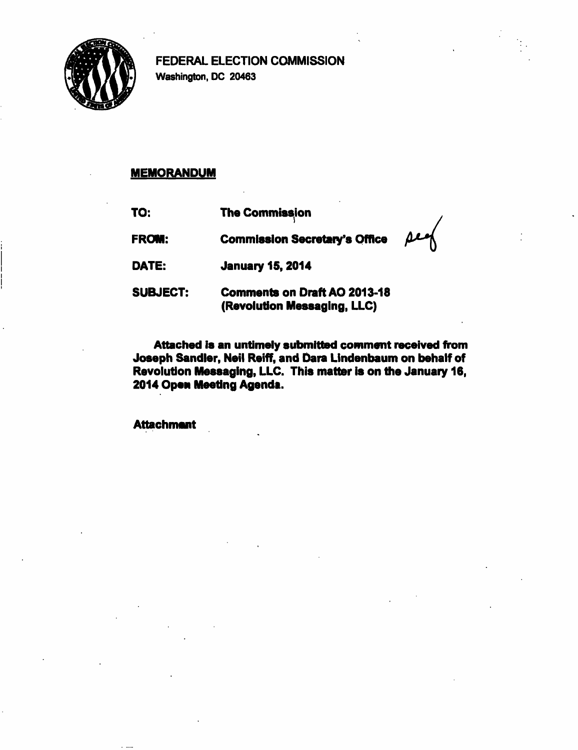FEDERAL ELECTION COMMISSION
Washington, DC 20463

## MEMORANDUM

| | |
|---|---|
| **TO:** | **The Commission** |
| **FROM:** | **Commission Secretary's Office** |
| **DATE:** | **January 15, 2014** |
| **SUBJECT:** | **Comments on Draft AO 2013-18 (Revolution Messaging, LLC)** |

**Attached is an untimely submitted comment received from Joseph Sandler, Neil Reiff, and Dara Lindenbaum on behalf of Revolution Messaging, LLC. This matter is on the January 16, 2014 Open Meeting Agenda.**

**Attachment**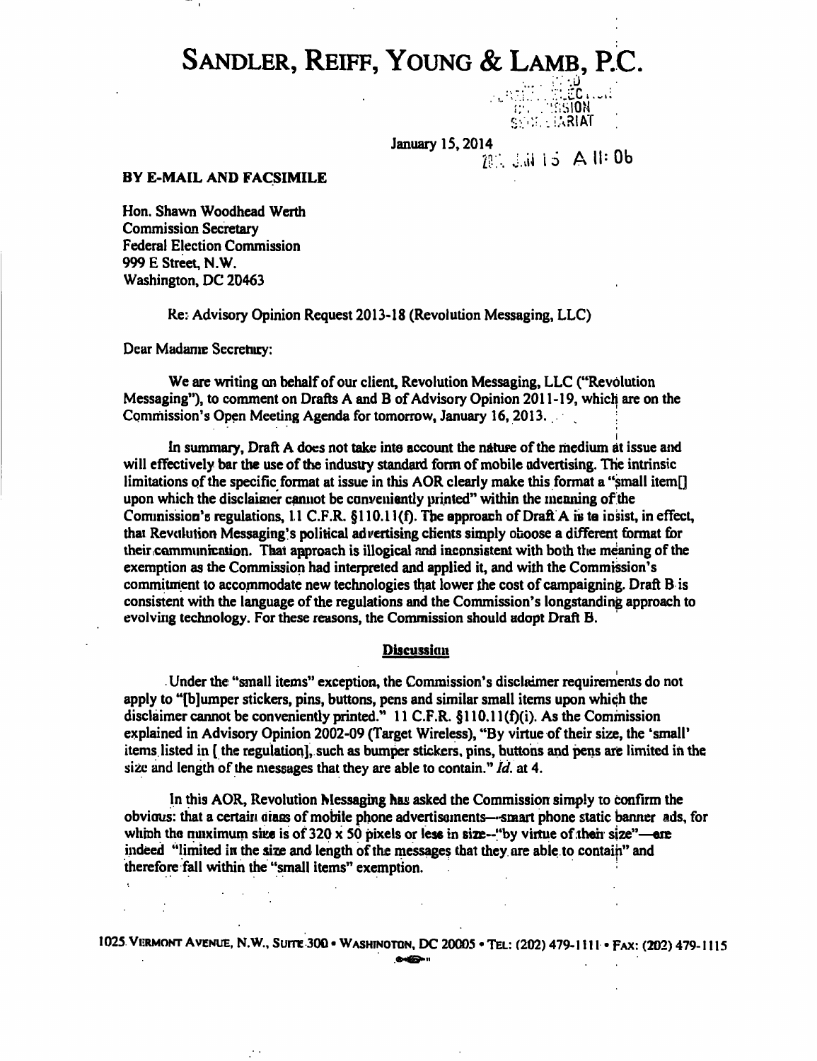# SANDLER, REIFF, YOUNG & LAMB, P.C.

January 15, 2014

**BY E-MAIL AND FACSIMILE**

Hon. Shawn Woodhead Werth
Commission Secretary
Federal Election Commission
999 E Street, N.W.
Washington, DC 20463

Re: Advisory Opinion Request 2013-18 (Revolution Messaging, LLC)

Dear Madame Secretary:

We are writing on behalf of our client, Revolution Messaging, LLC ("Revolution Messaging"), to comment on Drafts A and B of Advisory Opinion 2011-19, which are on the Commission's Open Meeting Agenda for tomorrow, January 16, 2013.

In summary, Draft A does not take into account the nature of the medium at issue and will effectively bar the use of the industry standard form of mobile advertising. The intrinsic limitations of the specific format at issue in this AOR clearly make this format a "small item[] upon which the disclaimer cannot be conveniently printed" within the meaning of the Commission's regulations, 11 C.F.R. §110.11(f). The approach of Draft A is to insist, in effect, that Revolution Messaging's political advertising clients simply choose a different format for their communication. That approach is illogical and inconsistent with both the meaning of the exemption as the Commission had interpreted and applied it, and with the Commission's commitment to accommodate new technologies that lower the cost of campaigning. Draft B is consistent with the language of the regulations and the Commission's longstanding approach to evolving technology. For these reasons, the Commission should adopt Draft B.

## Discussion

Under the "small items" exception, the Commission's disclaimer requirements do not apply to "[b]umper stickers, pins, buttons, pens and similar small items upon which the disclaimer cannot be conveniently printed." 11 C.F.R. §110.11(f)(i). As the Commission explained in Advisory Opinion 2002-09 (Target Wireless), "By virtue of their size, the 'small' items listed in [the regulation], such as bumper stickers, pins, buttons and pens are limited in the size and length of the messages that they are able to contain." *Id.* at 4.

In this AOR, Revolution Messaging has asked the Commission simply to confirm the obvious: that a certain class of mobile phone advertisements—smart phone static banner ads, for which the maximum size is of 320 x 50 pixels or less in size--"by virtue of their size"—are indeed "limited in the size and length of the messages that they are able to contain" and therefore fall within the "small items" exemption.

1025 VERMONT AVENUE, N.W., SUITE 300 • WASHINGTON, DC 20005 • TEL: (202) 479-1111 • FAX: (202) 479-1115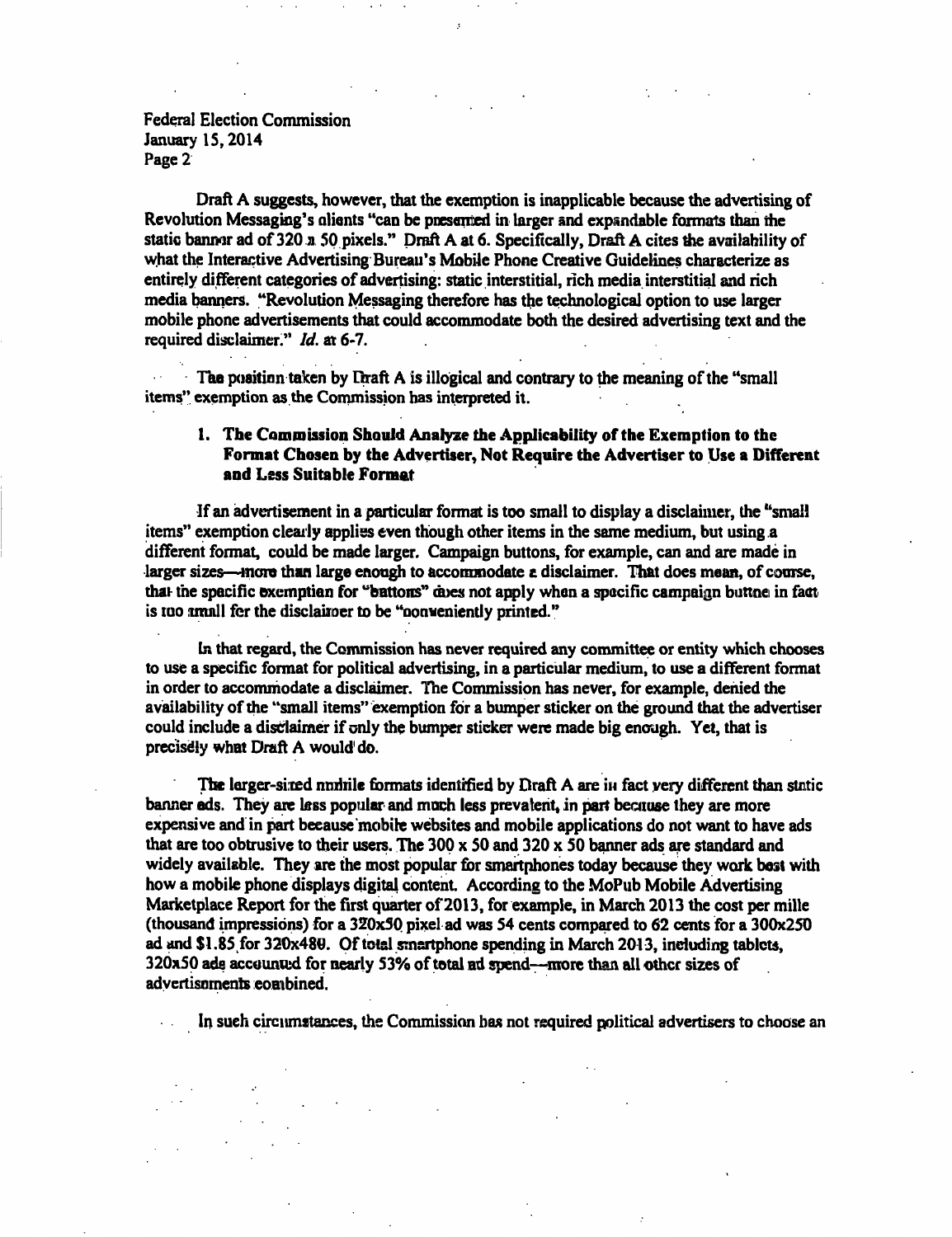Federal Election Commission
January 15, 2014
Page 2

Draft A suggests, however, that the exemption is inapplicable because the advertising of Revolution Messaging's clients "can be presented in larger and expandable formats than the static banner ad of 320 x 50 pixels." Draft A at 6. Specifically, Draft A cites the availability of what the Interactive Advertising Bureau's Mobile Phone Creative Guidelines characterize as entirely different categories of advertising: static interstitial, rich media interstitial and rich media banners. "Revolution Messaging therefore has the technological option to use larger mobile phone advertisements that could accommodate both the desired advertising text and the required disclaimer." *Id.* at 6-7.

The position taken by Draft A is illogical and contrary to the meaning of the "small items" exemption as the Commission has interpreted it.

**1. The Commission Should Analyze the Applicability of the Exemption to the Format Chosen by the Advertiser, Not Require the Advertiser to Use a Different and Less Suitable Format**

If an advertisement in a particular format is too small to display a disclaimer, the "small items" exemption clearly applies even though other items in the same medium, but using a different format, could be made larger. Campaign buttons, for example, can and are made in larger sizes—more than large enough to accommodate a disclaimer. That does mean, of course, that the specific exemption for "buttons" does not apply when a specific campaign button in fact is too small for the disclaimer to be "conveniently printed."

In that regard, the Commission has never required any committee or entity which chooses to use a specific format for political advertising, in a particular medium, to use a different format in order to accommodate a disclaimer. The Commission has never, for example, denied the availability of the "small items" exemption for a bumper sticker on the ground that the advertiser could include a disclaimer if only the bumper sticker were made big enough. Yet, that is precisely what Draft A would do.

The larger-sized mobile formats identified by Draft A are in fact very different than static banner ads. They are less popular and much less prevalent, in part because they are more expensive and in part because mobile websites and mobile applications do not want to have ads that are too obtrusive to their users. The 300 x 50 and 320 x 50 banner ads are standard and widely available. They are the most popular for smartphones today because they work best with how a mobile phone displays digital content. According to the MoPub Mobile Advertising Marketplace Report for the first quarter of 2013, for example, in March 2013 the cost per mille (thousand impressions) for a 320x50 pixel ad was 54 cents compared to 62 cents for a 300x250 ad and $1.85 for 320x480. Of total smartphone spending in March 2013, including tablets, 320x50 ads accounted for nearly 53% of total ad spend—more than all other sizes of advertisements combined.

In such circumstances, the Commission has not required political advertisers to choose an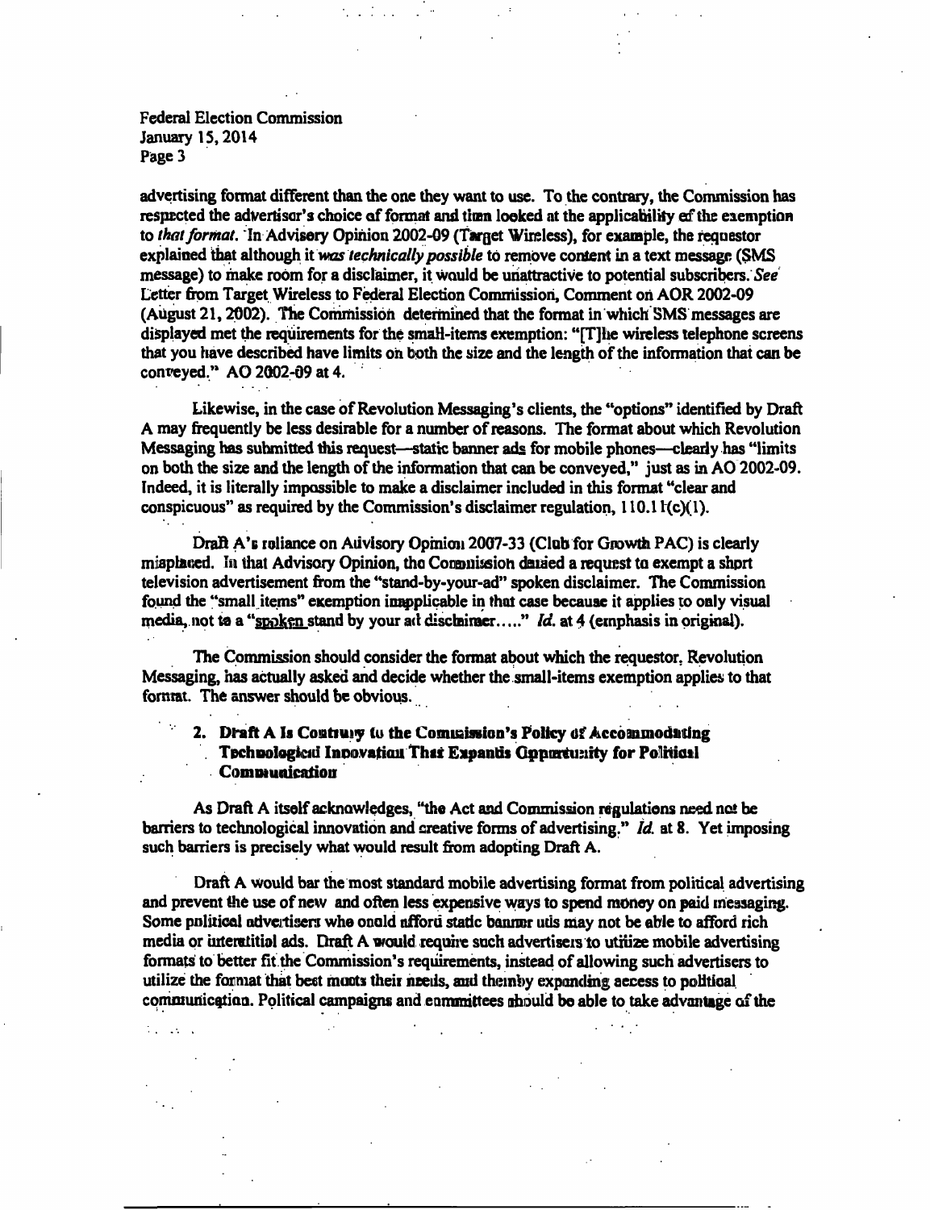advertising format different than the one they want to use. To the contrary, the Commission has respected the advertiser's choice of format and then looked at the applicability of the exemption to *that format*. In Advisory Opinion 2002-09 (Target Wireless), for example, the requestor explained that although it *was technically possible* to remove content in a text message (SMS message) to make room for a disclaimer, it would be unattractive to potential subscribers. *See* Letter from Target Wireless to Federal Election Commission, Comment on AOR 2002-09 (August 21, 2002). The Commission determined that the format in which SMS messages are displayed met the requirements for the small-items exemption: "[T]he wireless telephone screens that you have described have limits on both the size and the length of the information that can be conveyed." AO 2002-09 at 4.

Likewise, in the case of Revolution Messaging's clients, the "options" identified by Draft A may frequently be less desirable for a number of reasons. The format about which Revolution Messaging has submitted this request—static banner ads for mobile phones—clearly has "limits on both the size and the length of the information that can be conveyed," just as in AO 2002-09. Indeed, it is literally impossible to make a disclaimer included in this format "clear and conspicuous" as required by the Commission's disclaimer regulation, 110.11(c)(1).

Draft A's reliance on Advisory Opinion 2007-33 (Club for Growth PAC) is clearly misplaced. In that Advisory Opinion, the Commission denied a request to exempt a short television advertisement from the "stand-by-your-ad" spoken disclaimer. The Commission found the "small items" exemption inapplicable in that case because it applies to only visual media, not to a "<u>spoken</u> stand by your ad disclaimer….." *Id.* at 4 (emphasis in original).

The Commission should consider the format about which the requestor, Revolution Messaging, has actually asked and decide whether the small-items exemption applies to that format. The answer should be obvious.

### 2. Draft A Is Contrary to the Commission's Policy of Accommodating Technological Innovation That Expands Opportunity for Political Communication

As Draft A itself acknowledges, "the Act and Commission regulations need not be barriers to technological innovation and creative forms of advertising." *Id.* at 8. Yet imposing such barriers is precisely what would result from adopting Draft A.

Draft A would bar the most standard mobile advertising format from political advertising and prevent the use of new and often less expensive ways to spend money on paid messaging. Some political advertisers who could afford static banner ads may not be able to afford rich media or interstitial ads. Draft A would require such advertisers to utilize mobile advertising formats to better fit the Commission's requirements, instead of allowing such advertisers to utilize the format that best meets their needs, and thereby expanding access to political communication. Political campaigns and committees should be able to take advantage of the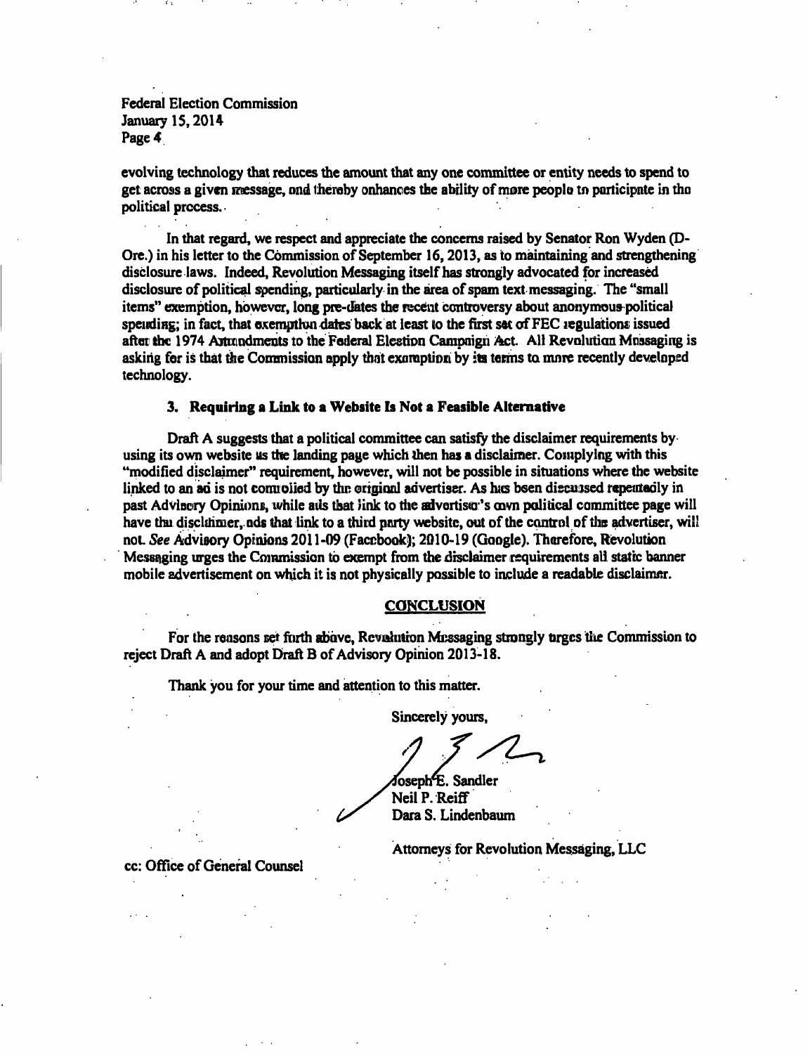evolving technology that reduces the amount that any one committee or entity needs to spend to get across a given message, and thereby enhances the ability of more people to participate in the political process.

In that regard, we respect and appreciate the concerns raised by Senator Ron Wyden (D-Ore.) in his letter to the Commission of September 16, 2013, as to maintaining and strengthening disclosure laws. Indeed, Revolution Messaging itself has strongly advocated for increased disclosure of political spending, particularly in the area of spam text messaging. The "small items" exemption, however, long pre-dates the recent controversy about anonymous political spending; in fact, that exemption dates back at least to the first set of FEC regulations issued after the 1974 Amendments to the Federal Election Campaign Act. All Revolution Messaging is asking for is that the Commission apply that exemption by its terms to more recently developed technology.

### 3. Requiring a Link to a Website Is Not a Feasible Alternative

Draft A suggests that a political committee can satisfy the disclaimer requirements by using its own website as the landing page which then has a disclaimer. Complying with this "modified disclaimer" requirement, however, will not be possible in situations where the website linked to an ad is not controlled by the original advertiser. As has been discussed repeatedly in past Advisory Opinions, while ads that link to the advertiser's own political committee page will have the disclaimer, ads that link to a third party website, out of the control of the advertiser, will not. *See* Advisory Opinions 2011-09 (Facebook); 2010-19 (Google). Therefore, Revolution Messaging urges the Commission to exempt from the disclaimer requirements all static banner mobile advertisement on which it is not physically possible to include a readable disclaimer.

## CONCLUSION

For the reasons set forth above, Revolution Messaging strongly urges the Commission to reject Draft A and adopt Draft B of Advisory Opinion 2013-18.

Thank you for your time and attention to this matter.

Sincerely yours,

Joseph E. Sandler
Neil P. Reiff
Dara S. Lindenbaum

Attorneys for Revolution Messaging, LLC

cc: Office of General Counsel